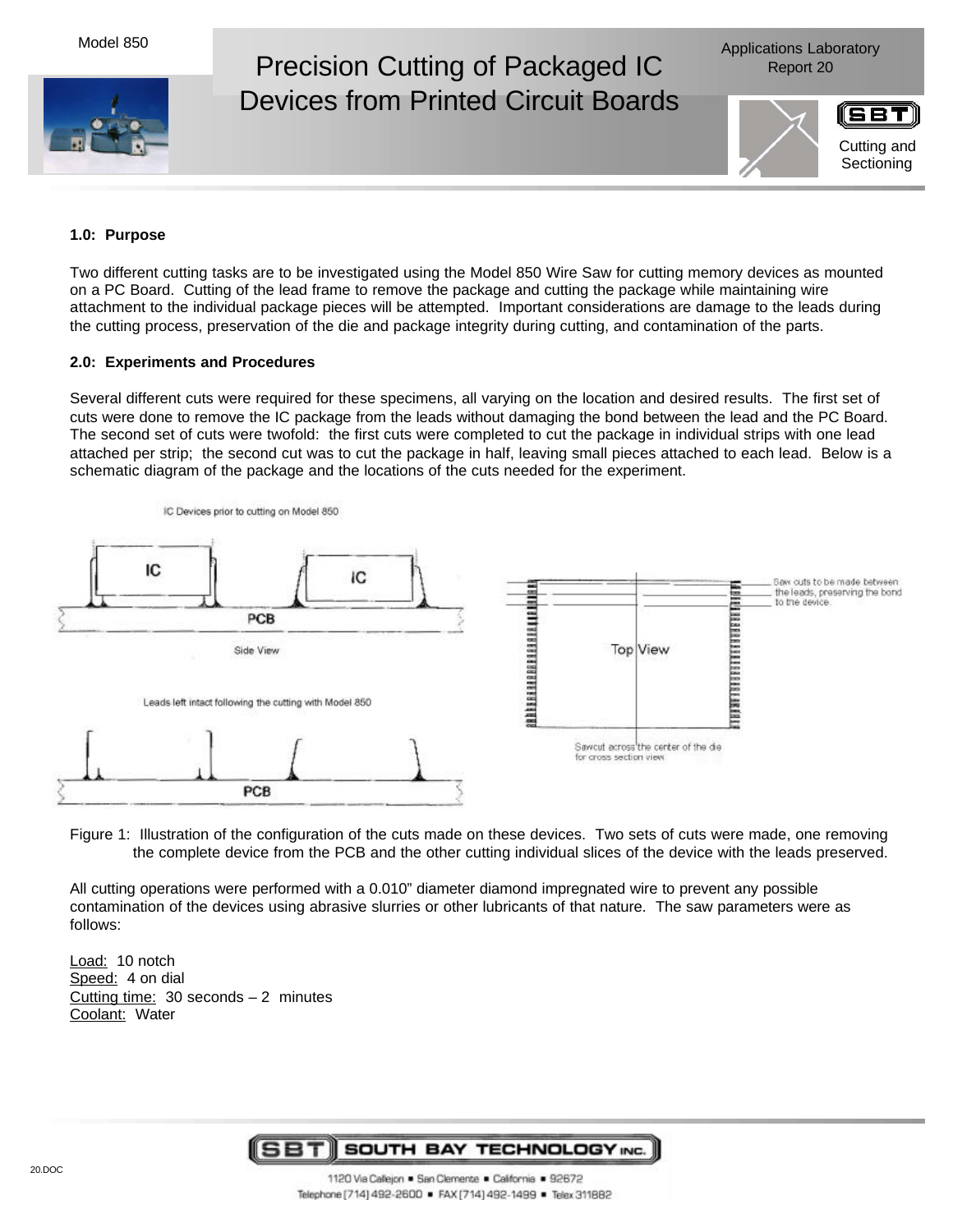Model 850

# Precision Cutting of Packaged IC Devices from Printed Circuit Boards

Applications Laboratory Report 20

Cutting and Sectioning

### 1.0: Purpose

Two different cutting tasks are to be investigated using the Model 850 Wire Saw for cutting memory devices as mounted on a PC Board. Cutting of the lead frame to remove the package and cutting the package while maintaining wire attachment to the individual package pieces will be attempted. Important considerations are damage to the leads during the cutting process, preservation of the die and package integrity during cutting, and contamination of the parts.

### 2.0: Experiments and Procedures

Several different cuts were required for these specimens, all varying on the location and desired results. The first set of cuts were done to remove the IC package from the leads without damaging the bond between the lead and the PC Board. The second set of cuts were twofold: the first cuts were completed to cut the package in individual strips with one lead attached per strip; the second cut was to cut the package in half, leaving small pieces attached to each lead. Below is a schematic diagram of the package and the locations of the cuts needed for the experiment.

Figure 1: Illustration of the configuration of the cuts made on these devices. Two sets of cuts were made, one removing the complete device from the PCB and the other cutting individual slices of the device with the leads preserved.

All cutting operations were performed with a 0.010" diameter diamond impregnated wire to prevent any possible contamination of the devices using abrasive slurries or other lubricants of that nature. The saw parameters were as follows:

Load: 10 notch
Speed: 4 on dial
Cutting time: 30 seconds – 2 minutes
Coolant: Water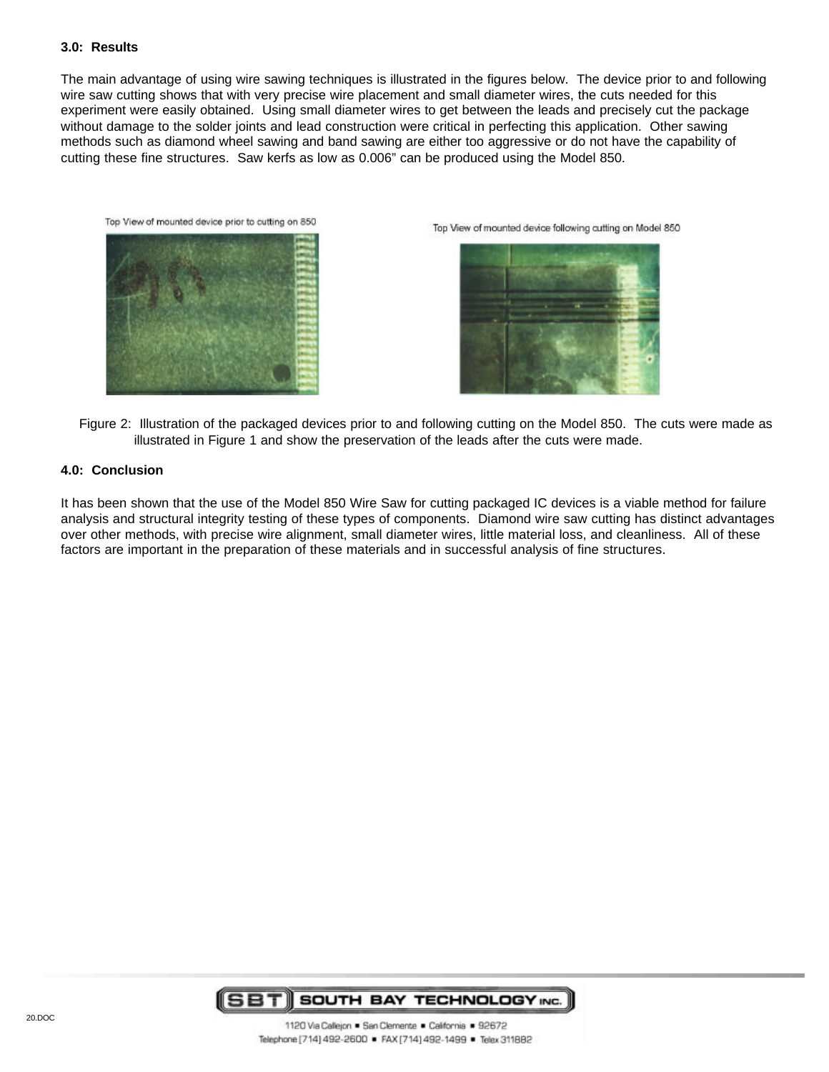### 3.0: Results

The main advantage of using wire sawing techniques is illustrated in the figures below. The device prior to and following wire saw cutting shows that with very precise wire placement and small diameter wires, the cuts needed for this experiment were easily obtained. Using small diameter wires to get between the leads and precisely cut the package without damage to the solder joints and lead construction were critical in perfecting this application. Other sawing methods such as diamond wheel sawing and band sawing are either too aggressive or do not have the capability of cutting these fine structures. Saw kerfs as low as 0.006" can be produced using the Model 850.

Top View of mounted device prior to cutting on 850

Top View of mounted device following cutting on Model 850

Figure 2: Illustration of the packaged devices prior to and following cutting on the Model 850. The cuts were made as illustrated in Figure 1 and show the preservation of the leads after the cuts were made.

### 4.0: Conclusion

It has been shown that the use of the Model 850 Wire Saw for cutting packaged IC devices is a viable method for failure analysis and structural integrity testing of these types of components. Diamond wire saw cutting has distinct advantages over other methods, with precise wire alignment, small diameter wires, little material loss, and cleanliness. All of these factors are important in the preparation of these materials and in successful analysis of fine structures.